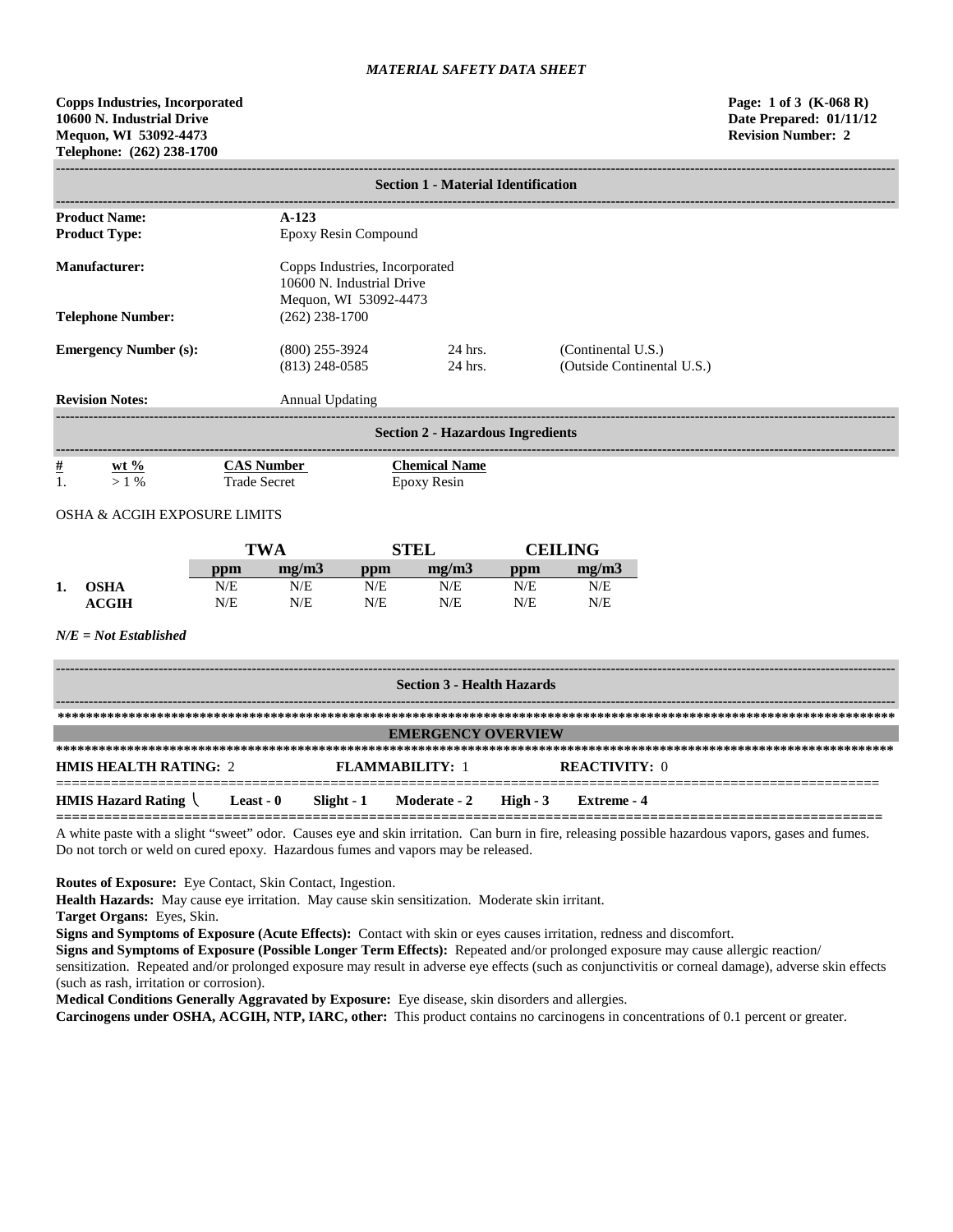*MATERIAL SAFETY DATA SHEET*

**Copps Industries, Incorporated**
**10600 N. Industrial Drive**
**Mequon, WI 53092-4473**
**Telephone: (262) 238-1700**

**Page: 1 of 3 (K-068 R)**
**Date Prepared: 01/11/12**
**Revision Number: 2**

## Section 1 - Material Identification

| | | | |
|---|---|---|---|
| **Product Name:** | **A-123** | | |
| **Product Type:** | Epoxy Resin Compound | | |
| **Manufacturer:** | Copps Industries, Incorporated<br>10600 N. Industrial Drive<br>Mequon, WI 53092-4473 | | |
| **Telephone Number:** | (262) 238-1700 | | |
| **Emergency Number (s):** | (800) 255-3924 | 24 hrs. | (Continental U.S.) |
| | (813) 248-0585 | 24 hrs. | (Outside Continental U.S.) |
| **Revision Notes:** | Annual Updating | | |

## Section 2 - Hazardous Ingredients

| # | wt % | CAS Number | Chemical Name |
|---|---|---|---|
| 1. | > 1 % | Trade Secret | Epoxy Resin |

OSHA & ACGIH EXPOSURE LIMITS

| | | TWA | | STEL | | CEILING | |
|---|---|---|---|---|---|---|---|
| | | ppm | mg/m3 | ppm | mg/m3 | ppm | mg/m3 |
| 1. | OSHA | N/E | N/E | N/E | N/E | N/E | N/E |
| | ACGIH | N/E | N/E | N/E | N/E | N/E | N/E |

***N/E = Not Established***

## Section 3 - Health Hazards

### EMERGENCY OVERVIEW

**HMIS HEALTH RATING:** 2 **FLAMMABILITY:** 1 **REACTIVITY:** 0

**HMIS Hazard Rating** \ **Least - 0** **Slight - 1** **Moderate - 2** **High - 3** **Extreme - 4**

A white paste with a slight "sweet" odor. Causes eye and skin irritation. Can burn in fire, releasing possible hazardous vapors, gases and fumes. Do not torch or weld on cured epoxy. Hazardous fumes and vapors may be released.

**Routes of Exposure:** Eye Contact, Skin Contact, Ingestion.
**Health Hazards:** May cause eye irritation. May cause skin sensitization. Moderate skin irritant.
**Target Organs:** Eyes, Skin.
**Signs and Symptoms of Exposure (Acute Effects):** Contact with skin or eyes causes irritation, redness and discomfort.
**Signs and Symptoms of Exposure (Possible Longer Term Effects):** Repeated and/or prolonged exposure may cause allergic reaction/ sensitization. Repeated and/or prolonged exposure may result in adverse eye effects (such as conjunctivitis or corneal damage), adverse skin effects (such as rash, irritation or corrosion).
**Medical Conditions Generally Aggravated by Exposure:** Eye disease, skin disorders and allergies.
**Carcinogens under OSHA, ACGIH, NTP, IARC, other:** This product contains no carcinogens in concentrations of 0.1 percent or greater.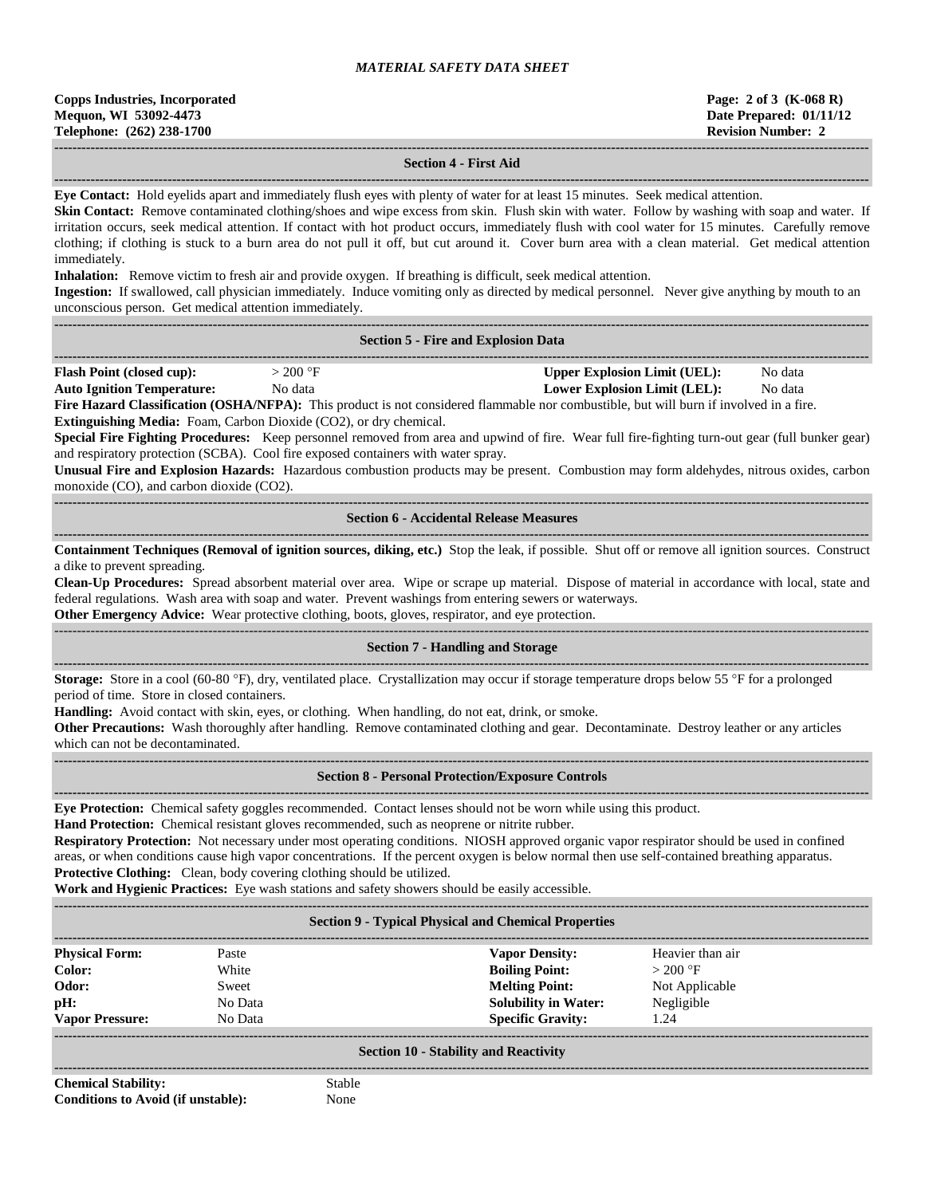## Section 4 - First Aid

**Eye Contact:** Hold eyelids apart and immediately flush eyes with plenty of water for at least 15 minutes. Seek medical attention.

**Skin Contact:** Remove contaminated clothing/shoes and wipe excess from skin. Flush skin with water. Follow by washing with soap and water. If irritation occurs, seek medical attention. If contact with hot product occurs, immediately flush with cool water for 15 minutes. Carefully remove clothing; if clothing is stuck to a burn area do not pull it off, but cut around it. Cover burn area with a clean material. Get medical attention immediately.

**Inhalation:** Remove victim to fresh air and provide oxygen. If breathing is difficult, seek medical attention.

**Ingestion:** If swallowed, call physician immediately. Induce vomiting only as directed by medical personnel. Never give anything by mouth to an unconscious person. Get medical attention immediately.

## Section 5 - Fire and Explosion Data

| | | | |
|---|---|---|---|
| **Flash Point (closed cup):** | > 200 °F | **Upper Explosion Limit (UEL):** | No data |
| **Auto Ignition Temperature:** | No data | **Lower Explosion Limit (LEL):** | No data |

**Fire Hazard Classification (OSHA/NFPA):** This product is not considered flammable nor combustible, but will burn if involved in a fire.

**Extinguishing Media:** Foam, Carbon Dioxide ($CO_2$), or dry chemical.

**Special Fire Fighting Procedures:** Keep personnel removed from area and upwind of fire. Wear full fire-fighting turn-out gear (full bunker gear) and respiratory protection (SCBA). Cool fire exposed containers with water spray.

**Unusual Fire and Explosion Hazards:** Hazardous combustion products may be present. Combustion may form aldehydes, nitrous oxides, carbon monoxide (CO), and carbon dioxide ($CO_2$).

## Section 6 - Accidental Release Measures

**Containment Techniques (Removal of ignition sources, diking, etc.)** Stop the leak, if possible. Shut off or remove all ignition sources. Construct a dike to prevent spreading.

**Clean-Up Procedures:** Spread absorbent material over area. Wipe or scrape up material. Dispose of material in accordance with local, state and federal regulations. Wash area with soap and water. Prevent washings from entering sewers or waterways.

**Other Emergency Advice:** Wear protective clothing, boots, gloves, respirator, and eye protection.

## Section 7 - Handling and Storage

**Storage:** Store in a cool (60-80 °F), dry, ventilated place. Crystallization may occur if storage temperature drops below 55 °F for a prolonged period of time. Store in closed containers.

**Handling:** Avoid contact with skin, eyes, or clothing. When handling, do not eat, drink, or smoke.

**Other Precautions:** Wash thoroughly after handling. Remove contaminated clothing and gear. Decontaminate. Destroy leather or any articles which can not be decontaminated.

## Section 8 - Personal Protection/Exposure Controls

**Eye Protection:** Chemical safety goggles recommended. Contact lenses should not be worn while using this product.

**Hand Protection:** Chemical resistant gloves recommended, such as neoprene or nitrite rubber.

**Respiratory Protection:** Not necessary under most operating conditions. NIOSH approved organic vapor respirator should be used in confined areas, or when conditions cause high vapor concentrations. If the percent oxygen is below normal then use self-contained breathing apparatus.

**Protective Clothing:** Clean, body covering clothing should be utilized.

**Work and Hygienic Practices:** Eye wash stations and safety showers should be easily accessible.

## Section 9 - Typical Physical and Chemical Properties

| | | | |
|---|---|---|---|
| **Physical Form:** | Paste | **Vapor Density:** | Heavier than air |
| **Color:** | White | **Boiling Point:** | > 200 °F |
| **Odor:** | Sweet | **Melting Point:** | Not Applicable |
| **pH:** | No Data | **Solubility in Water:** | Negligible |
| **Vapor Pressure:** | No Data | **Specific Gravity:** | 1.24 |

## Section 10 - Stability and Reactivity

| | |
|---|---|
| **Chemical Stability:** | Stable |
| **Conditions to Avoid (if unstable):** | None |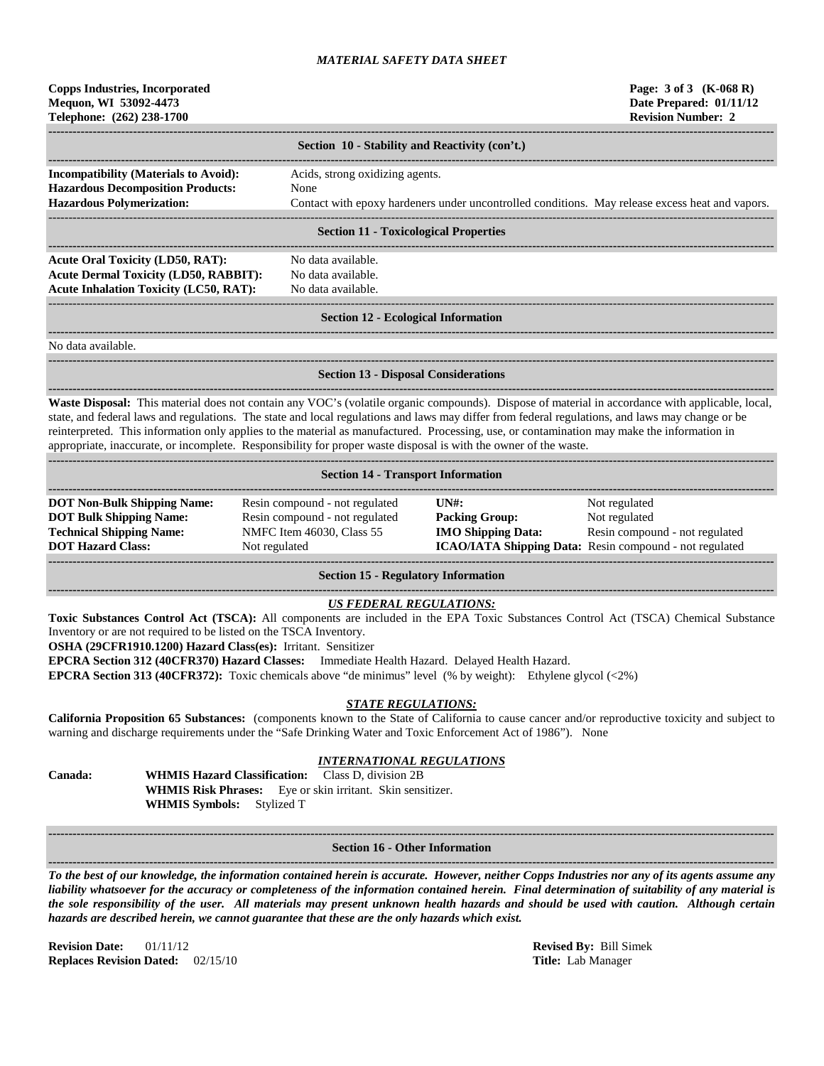*MATERIAL SAFETY DATA SHEET*

**Copps Industries, Incorporated**
**Mequon, WI 53092-4473**
**Telephone: (262) 238-1700**

**(K-068 R)**
**Date Prepared: 01/11/12**
**Revision Number: 2**

## Section 10 - Stability and Reactivity (con't.)

**Incompatibility (Materials to Avoid):** Acids, strong oxidizing agents.
**Hazardous Decomposition Products:** None
**Hazardous Polymerization:** Contact with epoxy hardeners under uncontrolled conditions. May release excess heat and vapors.

## Section 11 - Toxicological Properties

**Acute Oral Toxicity (LD50, RAT):** No data available.
**Acute Dermal Toxicity (LD50, RABBIT):** No data available.
**Acute Inhalation Toxicity (LC50, RAT):** No data available.

## Section 12 - Ecological Information

No data available.

## Section 13 - Disposal Considerations

**Waste Disposal:** This material does not contain any VOC's (volatile organic compounds). Dispose of material in accordance with applicable, local, state, and federal laws and regulations. The state and local regulations and laws may differ from federal regulations, and laws may change or be reinterpreted. This information only applies to the material as manufactured. Processing, use, or contamination may make the information in appropriate, inaccurate, or incomplete. Responsibility for proper waste disposal is with the owner of the waste.

## Section 14 - Transport Information

| | | | |
|---|---|---|---|
| **DOT Non-Bulk Shipping Name:** | Resin compound - not regulated | **UN#:** | Not regulated |
| **DOT Bulk Shipping Name:** | Resin compound - not regulated | **Packing Group:** | Not regulated |
| **Technical Shipping Name:** | NMFC Item 46030, Class 55 | **IMO Shipping Data:** | Resin compound - not regulated |
| **DOT Hazard Class:** | Not regulated | **ICAO/IATA Shipping Data:** | Resin compound - not regulated |

## Section 15 - Regulatory Information

***US FEDERAL REGULATIONS:***

**Toxic Substances Control Act (TSCA):** All components are included in the EPA Toxic Substances Control Act (TSCA) Chemical Substance Inventory or are not required to be listed on the TSCA Inventory.
**OSHA (29CFR1910.1200) Hazard Class(es):** Irritant. Sensitizer
**EPCRA Section 312 (40CFR370) Hazard Classes:** Immediate Health Hazard. Delayed Health Hazard.
**EPCRA Section 313 (40CFR372):** Toxic chemicals above "de minimus" level (% by weight): Ethylene glycol (<2%)

***STATE REGULATIONS:***

**California Proposition 65 Substances:** (components known to the State of California to cause cancer and/or reproductive toxicity and subject to warning and discharge requirements under the "Safe Drinking Water and Toxic Enforcement Act of 1986"). None

***INTERNATIONAL REGULATIONS***

**Canada:**
**WHMIS Hazard Classification:** Class D, division 2B
**WHMIS Risk Phrases:** Eye or skin irritant. Skin sensitizer.
**WHMIS Symbols:** Stylized T

## Section 16 - Other Information

***To the best of our knowledge, the information contained herein is accurate. However, neither Copps Industries nor any of its agents assume any liability whatsoever for the accuracy or completeness of the information contained herein. Final determination of suitability of any material is the sole responsibility of the user. All materials may present unknown health hazards and should be used with caution. Although certain hazards are described herein, we cannot guarantee that these are the only hazards which exist.***

**Revision Date:** 01/11/12
**Replaces Revision Dated:** 02/15/10

**Revised By:** Bill Simek
**Title:** Lab Manager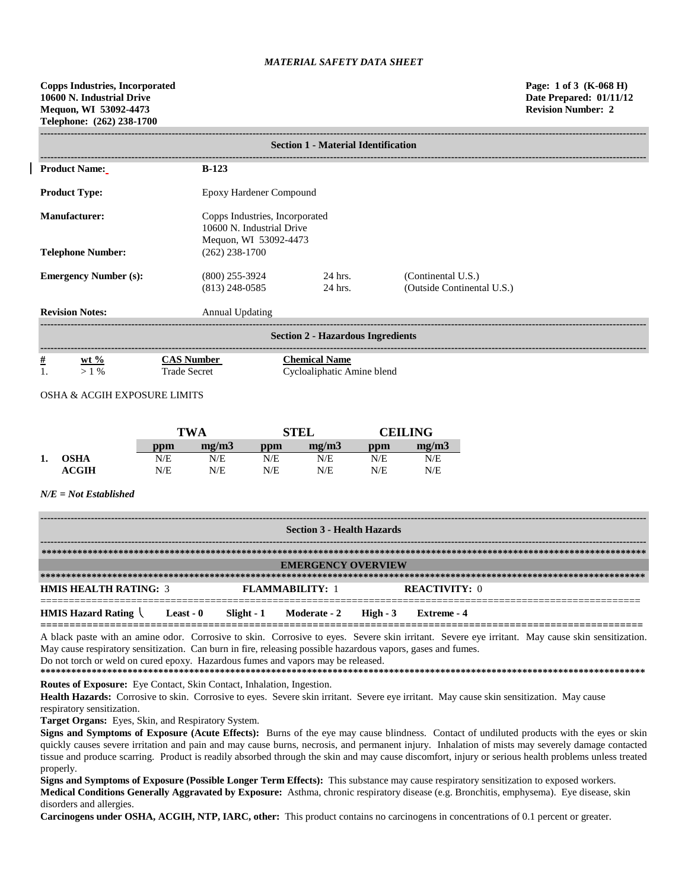*MATERIAL SAFETY DATA SHEET*

**Copps Industries, Incorporated**
**10600 N. Industrial Drive**
**Mequon, WI 53092-4473**
**Telephone: (262) 238-1700**

**Page: 1 of 3 (K-068 H)**
**Date Prepared: 01/11/12**
**Revision Number: 2**

## Section 1 - Material Identification

| | | | |
|---|---|---|---|
| **Product Name:** | **B-123** | | |
| **Product Type:** | Epoxy Hardener Compound | | |
| **Manufacturer:** | Copps Industries, Incorporated<br>10600 N. Industrial Drive<br>Mequon, WI 53092-4473 | | |
| **Telephone Number:** | (262) 238-1700 | | |
| **Emergency Number (s):** | (800) 255-3924<br>(813) 248-0585 | 24 hrs.<br>24 hrs. | (Continental U.S.)<br>(Outside Continental U.S.) |
| **Revision Notes:** | Annual Updating | | |

## Section 2 - Hazardous Ingredients

| # | wt % | CAS Number | Chemical Name |
|---|---|---|---|
| 1. | > 1 % | Trade Secret | Cycloaliphatic Amine blend |

OSHA & ACGIH EXPOSURE LIMITS

| | | TWA | | STEL | | CEILING | |
|---|---|---|---|---|---|---|---|
| | | ppm | mg/m3 | ppm | mg/m3 | ppm | mg/m3 |
| 1. | OSHA | N/E | N/E | N/E | N/E | N/E | N/E |
| | ACGIH | N/E | N/E | N/E | N/E | N/E | N/E |

*N/E = Not Established*

## Section 3 - Health Hazards

### EMERGENCY OVERVIEW

**HMIS HEALTH RATING:** 3 **FLAMMABILITY:** 1 **REACTIVITY:** 0

**HMIS Hazard Rating** **Least - 0** **Slight - 1** **Moderate - 2** **High - 3** **Extreme - 4**

A black paste with an amine odor. Corrosive to skin. Corrosive to eyes. Severe skin irritant. Severe eye irritant. May cause skin sensitization. May cause respiratory sensitization. Can burn in fire, releasing possible hazardous vapors, gases and fumes.
Do not torch or weld on cured epoxy. Hazardous fumes and vapors may be released.

**Routes of Exposure:** Eye Contact, Skin Contact, Inhalation, Ingestion.

**Health Hazards:** Corrosive to skin. Corrosive to eyes. Severe skin irritant. Severe eye irritant. May cause skin sensitization. May cause respiratory sensitization.

**Target Organs:** Eyes, Skin, and Respiratory System.

**Signs and Symptoms of Exposure (Acute Effects):** Burns of the eye may cause blindness. Contact of undiluted products with the eyes or skin quickly causes severe irritation and pain and may cause burns, necrosis, and permanent injury. Inhalation of mists may severely damage contacted tissue and produce scarring. Product is readily absorbed through the skin and may cause discomfort, injury or serious health problems unless treated properly.

**Signs and Symptoms of Exposure (Possible Longer Term Effects):** This substance may cause respiratory sensitization to exposed workers.

**Medical Conditions Generally Aggravated by Exposure:** Asthma, chronic respiratory disease (e.g. Bronchitis, emphysema). Eye disease, skin disorders and allergies.

**Carcinogens under OSHA, ACGIH, NTP, IARC, other:** This product contains no carcinogens in concentrations of 0.1 percent or greater.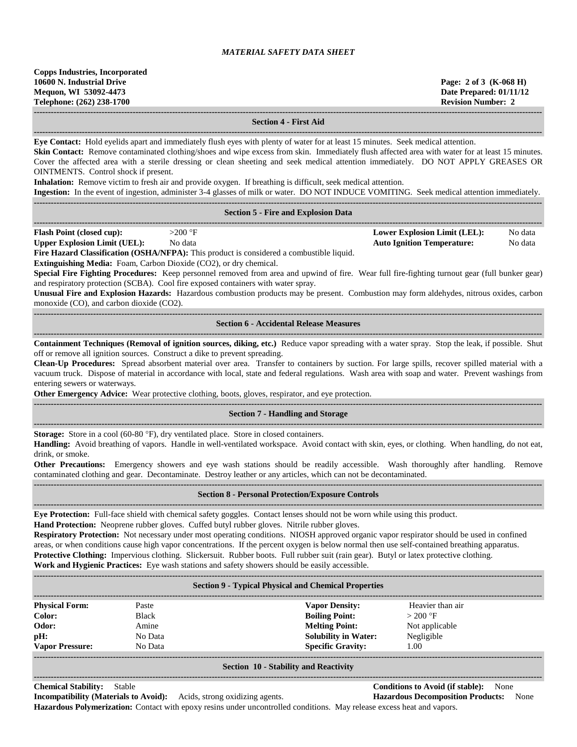*MATERIAL SAFETY DATA SHEET*

**Copps Industries, Incorporated**
**10600 N. Industrial Drive**
**Mequon, WI 53092-4473**
**Telephone: (262) 238-1700**

**Page: 2 of 3 (K-068 H)**
**Date Prepared: 01/11/12**
**Revision Number: 2**

## Section 4 - First Aid

**Eye Contact:** Hold eyelids apart and immediately flush eyes with plenty of water for at least 15 minutes. Seek medical attention.

**Skin Contact:** Remove contaminated clothing/shoes and wipe excess from skin. Immediately flush affected area with water for at least 15 minutes. Cover the affected area with a sterile dressing or clean sheeting and seek medical attention immediately. DO NOT APPLY GREASES OR OINTMENTS. Control shock if present.

**Inhalation:** Remove victim to fresh air and provide oxygen. If breathing is difficult, seek medical attention.

**Ingestion:** In the event of ingestion, administer 3-4 glasses of milk or water. DO NOT INDUCE VOMITING. Seek medical attention immediately.

## Section 5 - Fire and Explosion Data

| | | | |
|---|---|---|---|
| **Flash Point (closed cup):** | >200 °F | **Lower Explosion Limit (LEL):** | No data |
| **Upper Explosion Limit (UEL):** | No data | **Auto Ignition Temperature:** | No data |

**Fire Hazard Classification (OSHA/NFPA):** This product is considered a combustible liquid.

**Extinguishing Media:** Foam, Carbon Dioxide ($CO_2$), or dry chemical.

**Special Fire Fighting Procedures:** Keep personnel removed from area and upwind of fire. Wear full fire-fighting turnout gear (full bunker gear) and respiratory protection (SCBA). Cool fire exposed containers with water spray.

**Unusual Fire and Explosion Hazards:** Hazardous combustion products may be present. Combustion may form aldehydes, nitrous oxides, carbon monoxide (CO), and carbon dioxide ($CO_2$).

## Section 6 - Accidental Release Measures

**Containment Techniques (Removal of ignition sources, diking, etc.)** Reduce vapor spreading with a water spray. Stop the leak, if possible. Shut off or remove all ignition sources. Construct a dike to prevent spreading.

**Clean-Up Procedures:** Spread absorbent material over area. Transfer to containers by suction. For large spills, recover spilled material with a vacuum truck. Dispose of material in accordance with local, state and federal regulations. Wash area with soap and water. Prevent washings from entering sewers or waterways.

**Other Emergency Advice:** Wear protective clothing, boots, gloves, respirator, and eye protection.

## Section 7 - Handling and Storage

**Storage:** Store in a cool (60-80 °F), dry ventilated place. Store in closed containers.

**Handling:** Avoid breathing of vapors. Handle in well-ventilated workspace. Avoid contact with skin, eyes, or clothing. When handling, do not eat, drink, or smoke.

**Other Precautions:** Emergency showers and eye wash stations should be readily accessible. Wash thoroughly after handling. Remove contaminated clothing and gear. Decontaminate. Destroy leather or any articles, which can not be decontaminated.

## Section 8 - Personal Protection/Exposure Controls

**Eye Protection:** Full-face shield with chemical safety goggles. Contact lenses should not be worn while using this product.

**Hand Protection:** Neoprene rubber gloves. Cuffed butyl rubber gloves. Nitrile rubber gloves.

**Respiratory Protection:** Not necessary under most operating conditions. NIOSH approved organic vapor respirator should be used in confined areas, or when conditions cause high vapor concentrations. If the percent oxygen is below normal then use self-contained breathing apparatus.

**Protective Clothing:** Impervious clothing. Slickersuit. Rubber boots. Full rubber suit (rain gear). Butyl or latex protective clothing.

**Work and Hygienic Practices:** Eye wash stations and safety showers should be easily accessible.

## Section 9 - Typical Physical and Chemical Properties

| | | | |
|---|---|---|---|
| **Physical Form:** | Paste | **Vapor Density:** | Heavier than air |
| **Color:** | Black | **Boiling Point:** | > 200 °F |
| **Odor:** | Amine | **Melting Point:** | Not applicable |
| **pH:** | No Data | **Solubility in Water:** | Negligible |
| **Vapor Pressure:** | No Data | **Specific Gravity:** | 1.00 |

## Section 10 - Stability and Reactivity

**Chemical Stability:** Stable

**Conditions to Avoid (if stable):** None

**Incompatibility (Materials to Avoid):** Acids, strong oxidizing agents.

**Hazardous Decomposition Products:** None

**Hazardous Polymerization:** Contact with epoxy resins under uncontrolled conditions. May release excess heat and vapors.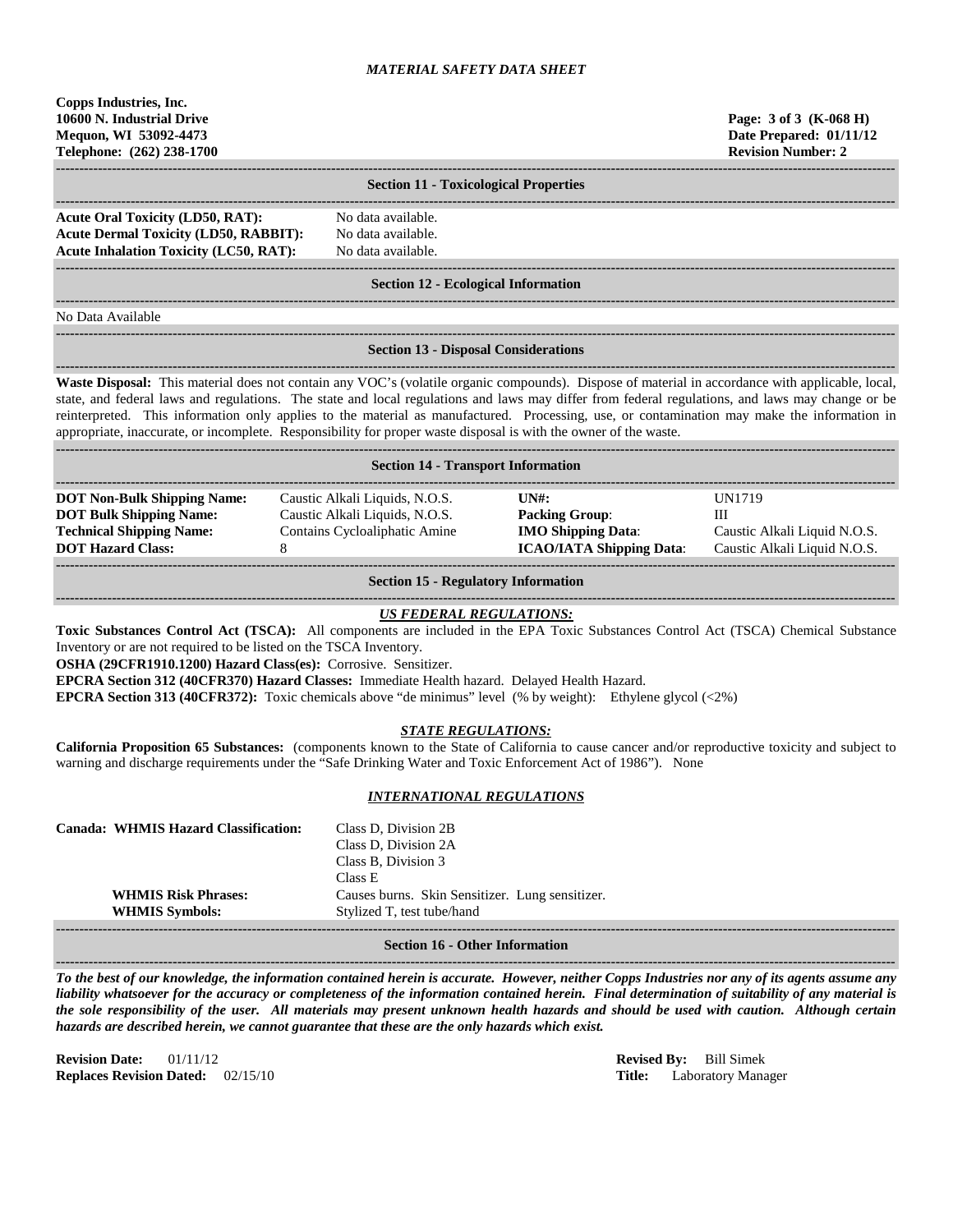## Section 11 - Toxicological Properties

| | |
|---|---|
| **Acute Oral Toxicity (LD50, RAT):** | No data available. |
| **Acute Dermal Toxicity (LD50, RABBIT):** | No data available. |
| **Acute Inhalation Toxicity (LC50, RAT):** | No data available. |

## Section 12 - Ecological Information

No Data Available

## Section 13 - Disposal Considerations

**Waste Disposal:** This material does not contain any VOC's (volatile organic compounds). Dispose of material in accordance with applicable, local, state, and federal laws and regulations. The state and local regulations and laws may differ from federal regulations, and laws may change or be reinterpreted. This information only applies to the material as manufactured. Processing, use, or contamination may make the information in appropriate, inaccurate, or incomplete. Responsibility for proper waste disposal is with the owner of the waste.

## Section 14 - Transport Information

| | | | |
|---|---|---|---|
| **DOT Non-Bulk Shipping Name:** | Caustic Alkali Liquids, N.O.S. | **UN#:** | UN1719 |
| **DOT Bulk Shipping Name:** | Caustic Alkali Liquids, N.O.S. | **Packing Group**: | III |
| **Technical Shipping Name:** | Contains Cycloaliphatic Amine | **IMO Shipping Data**: | Caustic Alkali Liquid N.O.S. |
| **DOT Hazard Class:** | 8 | **ICAO/IATA Shipping Data**: | Caustic Alkali Liquid N.O.S. |

## Section 15 - Regulatory Information

### *US FEDERAL REGULATIONS:*

**Toxic Substances Control Act (TSCA):** All components are included in the EPA Toxic Substances Control Act (TSCA) Chemical Substance Inventory or are not required to be listed on the TSCA Inventory.

**OSHA (29CFR1910.1200) Hazard Class(es):** Corrosive. Sensitizer.

**EPCRA Section 312 (40CFR370) Hazard Classes:** Immediate Health hazard. Delayed Health Hazard.

**EPCRA Section 313 (40CFR372):** Toxic chemicals above "de minimus" level (% by weight): Ethylene glycol (<2%)

### *STATE REGULATIONS:*

**California Proposition 65 Substances:** (components known to the State of California to cause cancer and/or reproductive toxicity and subject to warning and discharge requirements under the "Safe Drinking Water and Toxic Enforcement Act of 1986"). None

### *INTERNATIONAL REGULATIONS*

| | |
|---|---|
| **Canada: WHMIS Hazard Classification:** | Class D, Division 2B<br>Class D, Division 2A<br>Class B, Division 3<br>Class E |
| **WHMIS Risk Phrases:** | Causes burns. Skin Sensitizer. Lung sensitizer. |
| **WHMIS Symbols:** | Stylized T, test tube/hand |

## Section 16 - Other Information

***To the best of our knowledge, the information contained herein is accurate. However, neither Copps Industries nor any of its agents assume any liability whatsoever for the accuracy or completeness of the information contained herein. Final determination of suitability of any material is the sole responsibility of the user. All materials may present unknown health hazards and should be used with caution. Although certain hazards are described herein, we cannot guarantee that these are the only hazards which exist.***

**Revision Date:** 01/11/12
**Replaces Revision Dated:** 02/15/10

**Revised By:** Bill Simek
**Title:** Laboratory Manager